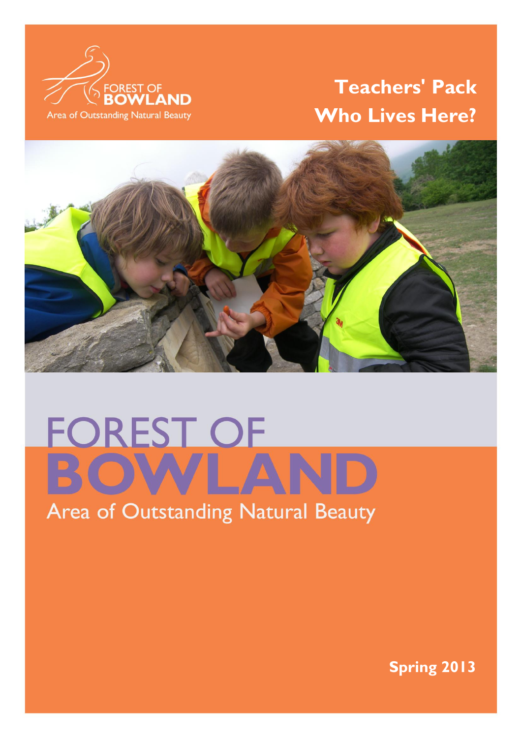FOREST OF BOWLAND

Area of Outstanding Natural Beauty

# Teachers' Pack
# Who Lives Here?

FOREST OF
BOWLAND
Area of Outstanding Natural Beauty

**Spring 2013**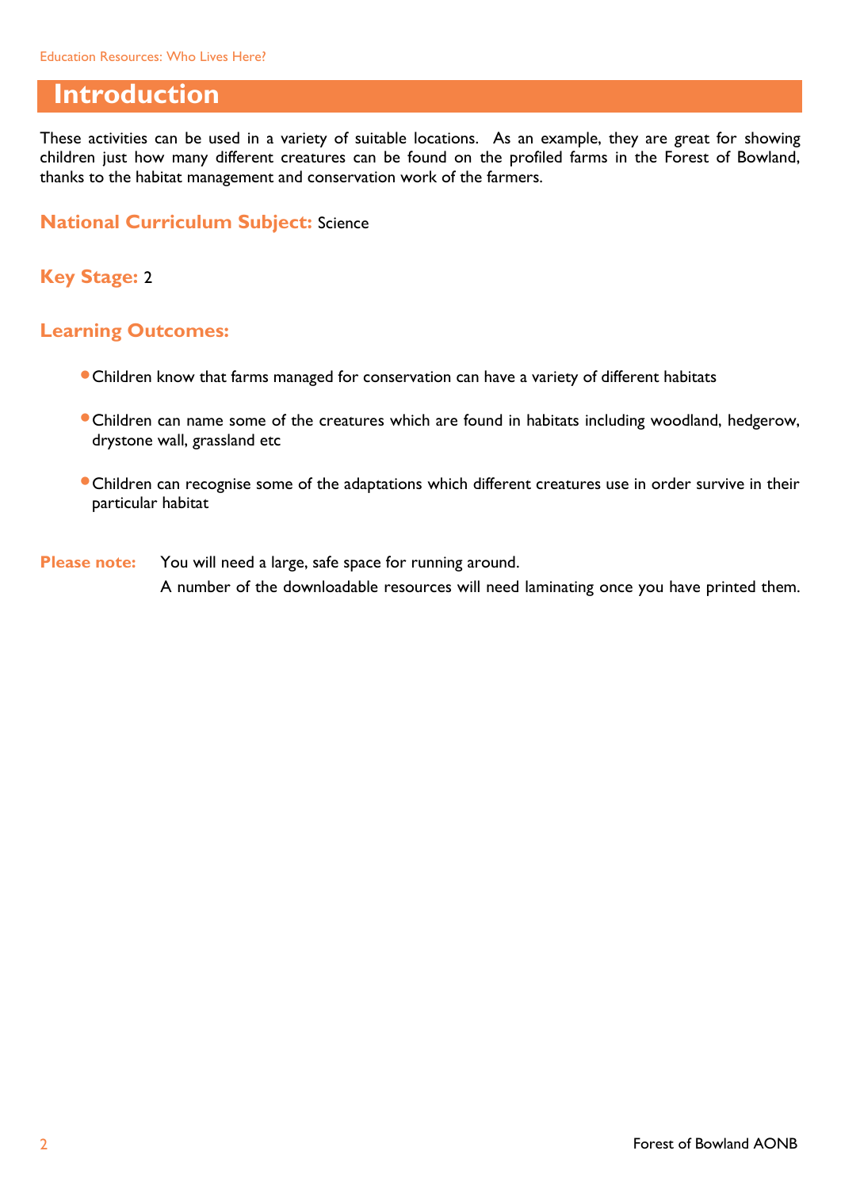# Introduction

These activities can be used in a variety of suitable locations. As an example, they are great for showing children just how many different creatures can be found on the profiled farms in the Forest of Bowland, thanks to the habitat management and conservation work of the farmers.

**National Curriculum Subject:** Science

**Key Stage:** 2

**Learning Outcomes:**

- Children know that farms managed for conservation can have a variety of different habitats
- Children can name some of the creatures which are found in habitats including woodland, hedgerow, drystone wall, grassland etc
- Children can recognise some of the adaptations which different creatures use in order survive in their particular habitat

**Please note:** You will need a large, safe space for running around.
A number of the downloadable resources will need laminating once you have printed them.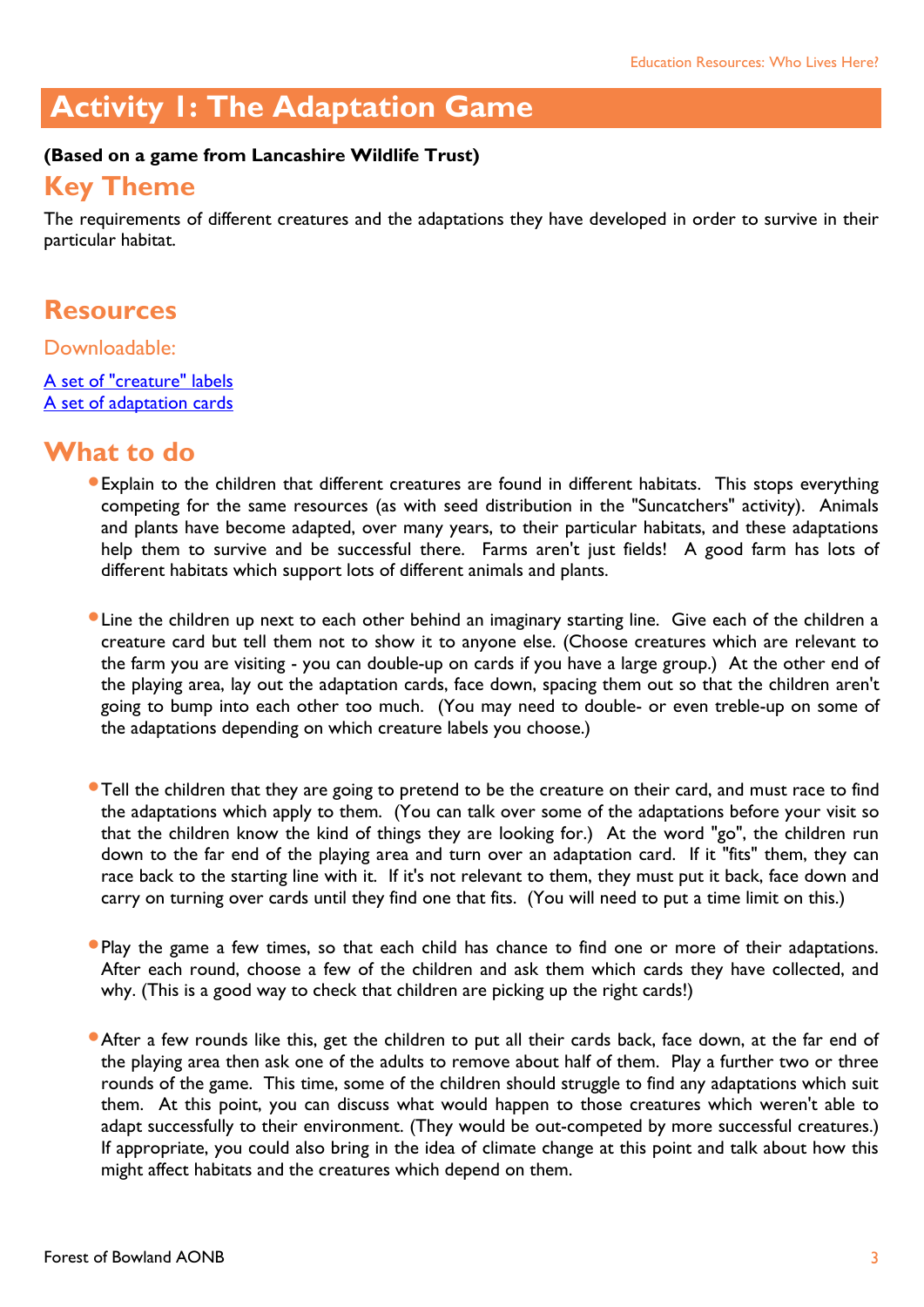# Activity 1: The Adaptation Game

**(Based on a game from Lancashire Wildlife Trust)**

## Key Theme

The requirements of different creatures and the adaptations they have developed in order to survive in their particular habitat.

## Resources

### Downloadable:

[A set of "creature" labels](#)
[A set of adaptation cards](#)

## What to do

- Explain to the children that different creatures are found in different habitats. This stops everything competing for the same resources (as with seed distribution in the "Suncatchers" activity). Animals and plants have become adapted, over many years, to their particular habitats, and these adaptations help them to survive and be successful there. Farms aren't just fields! A good farm has lots of different habitats which support lots of different animals and plants.

- Line the children up next to each other behind an imaginary starting line. Give each of the children a creature card but tell them not to show it to anyone else. (Choose creatures which are relevant to the farm you are visiting - you can double-up on cards if you have a large group.) At the other end of the playing area, lay out the adaptation cards, face down, spacing them out so that the children aren't going to bump into each other too much. (You may need to double- or even treble-up on some of the adaptations depending on which creature labels you choose.)

- Tell the children that they are going to pretend to be the creature on their card, and must race to find the adaptations which apply to them. (You can talk over some of the adaptations before your visit so that the children know the kind of things they are looking for.) At the word "go", the children run down to the far end of the playing area and turn over an adaptation card. If it "fits" them, they can race back to the starting line with it. If it's not relevant to them, they must put it back, face down and carry on turning over cards until they find one that fits. (You will need to put a time limit on this.)

- Play the game a few times, so that each child has chance to find one or more of their adaptations. After each round, choose a few of the children and ask them which cards they have collected, and why. (This is a good way to check that children are picking up the right cards!)

- After a few rounds like this, get the children to put all their cards back, face down, at the far end of the playing area then ask one of the adults to remove about half of them. Play a further two or three rounds of the game. This time, some of the children should struggle to find any adaptations which suit them. At this point, you can discuss what would happen to those creatures which weren't able to adapt successfully to their environment. (They would be out-competed by more successful creatures.) If appropriate, you could also bring in the idea of climate change at this point and talk about how this might affect habitats and the creatures which depend on them.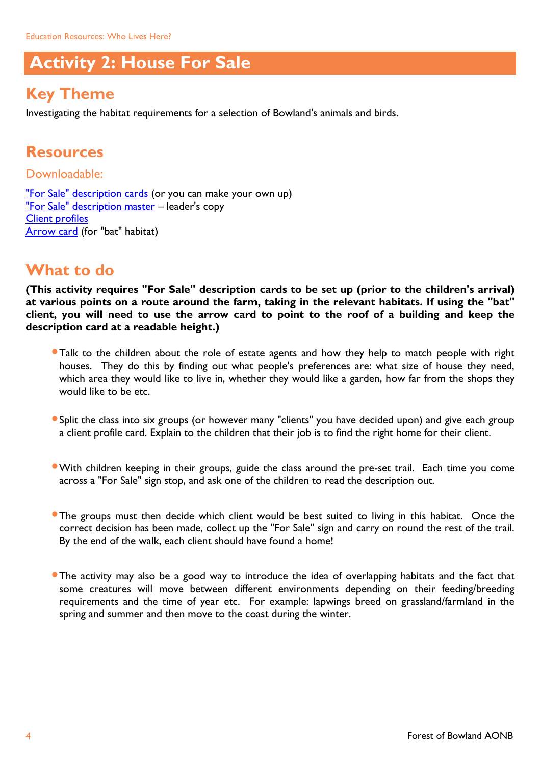# Activity 2: House For Sale

## Key Theme

Investigating the habitat requirements for a selection of Bowland's animals and birds.

## Resources

### Downloadable:

"For Sale" description cards (or you can make your own up)
"For Sale" description master – leader's copy
Client profiles
Arrow card (for "bat" habitat)

## What to do

**(This activity requires "For Sale" description cards to be set up (prior to the children's arrival) at various points on a route around the farm, taking in the relevant habitats. If using the "bat" client, you will need to use the arrow card to point to the roof of a building and keep the description card at a readable height.)**

- Talk to the children about the role of estate agents and how they help to match people with right houses. They do this by finding out what people's preferences are: what size of house they need, which area they would like to live in, whether they would like a garden, how far from the shops they would like to be etc.

- Split the class into six groups (or however many "clients" you have decided upon) and give each group a client profile card. Explain to the children that their job is to find the right home for their client.

- With children keeping in their groups, guide the class around the pre-set trail. Each time you come across a "For Sale" sign stop, and ask one of the children to read the description out.

- The groups must then decide which client would be best suited to living in this habitat. Once the correct decision has been made, collect up the "For Sale" sign and carry on round the rest of the trail. By the end of the walk, each client should have found a home!

- The activity may also be a good way to introduce the idea of overlapping habitats and the fact that some creatures will move between different environments depending on their feeding/breeding requirements and the time of year etc. For example: lapwings breed on grassland/farmland in the spring and summer and then move to the coast during the winter.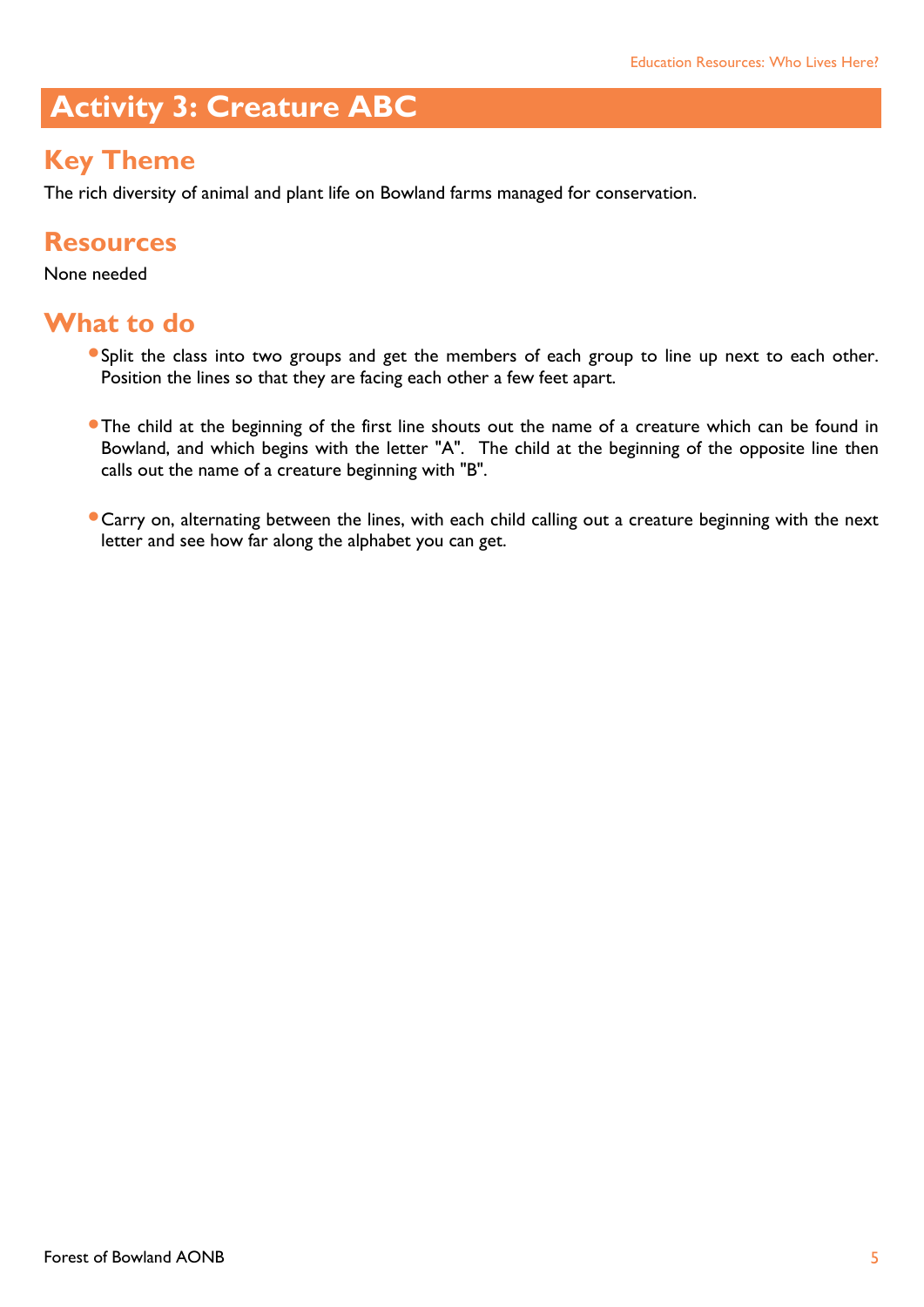# Activity 3: Creature ABC

## Key Theme

The rich diversity of animal and plant life on Bowland farms managed for conservation.

## Resources

None needed

## What to do

- Split the class into two groups and get the members of each group to line up next to each other. Position the lines so that they are facing each other a few feet apart.

- The child at the beginning of the first line shouts out the name of a creature which can be found in Bowland, and which begins with the letter "A". The child at the beginning of the opposite line then calls out the name of a creature beginning with "B".

- Carry on, alternating between the lines, with each child calling out a creature beginning with the next letter and see how far along the alphabet you can get.